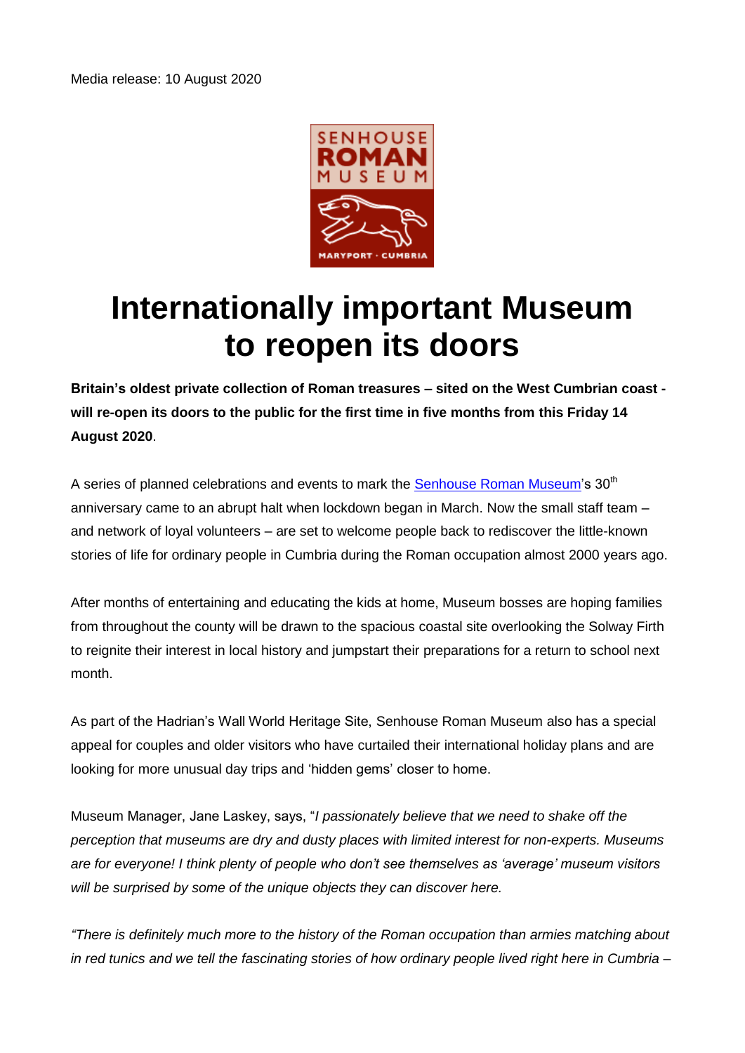Media release: 10 August 2020

# Internationally important Museum to reopen its doors

**Britain's oldest private collection of Roman treasures – sited on the West Cumbrian coast - will re-open its doors to the public for the first time in five months from this Friday 14 August 2020**.

A series of planned celebrations and events to mark the [Senhouse Roman Museum](Senhouse Roman Museum)'s 30th anniversary came to an abrupt halt when lockdown began in March. Now the small staff team – and network of loyal volunteers – are set to welcome people back to rediscover the little-known stories of life for ordinary people in Cumbria during the Roman occupation almost 2000 years ago.

After months of entertaining and educating the kids at home, Museum bosses are hoping families from throughout the county will be drawn to the spacious coastal site overlooking the Solway Firth to reignite their interest in local history and jumpstart their preparations for a return to school next month.

As part of the Hadrian's Wall World Heritage Site, Senhouse Roman Museum also has a special appeal for couples and older visitors who have curtailed their international holiday plans and are looking for more unusual day trips and 'hidden gems' closer to home.

Museum Manager, Jane Laskey, says, "*I passionately believe that we need to shake off the perception that museums are dry and dusty places with limited interest for non-experts. Museums are for everyone! I think plenty of people who don't see themselves as 'average' museum visitors will be surprised by some of the unique objects they can discover here.*

*"There is definitely much more to the history of the Roman occupation than armies matching about in red tunics and we tell the fascinating stories of how ordinary people lived right here in Cumbria –*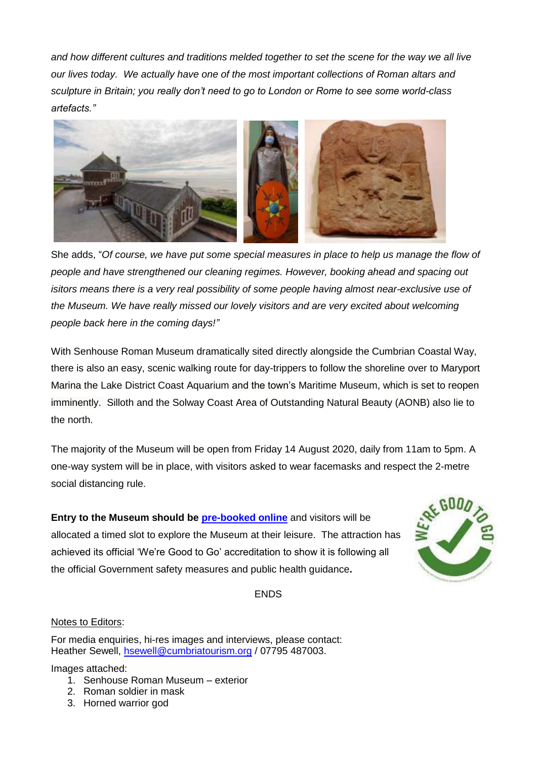*and how different cultures and traditions melded together to set the scene for the way we all live our lives today. We actually have one of the most important collections of Roman altars and sculpture in Britain; you really don't need to go to London or Rome to see some world-class artefacts."*

She adds, "*Of course, we have put some special measures in place to help us manage the flow of people and have strengthened our cleaning regimes. However, booking ahead and spacing out isitors means there is a very real possibility of some people having almost near-exclusive use of the Museum. We have really missed our lovely visitors and are very excited about welcoming people back here in the coming days!"*

With Senhouse Roman Museum dramatically sited directly alongside the Cumbrian Coastal Way, there is also an easy, scenic walking route for day-trippers to follow the shoreline over to Maryport Marina the Lake District Coast Aquarium and the town's Maritime Museum, which is set to reopen imminently. Silloth and the Solway Coast Area of Outstanding Natural Beauty (AONB) also lie to the north.

The majority of the Museum will be open from Friday 14 August 2020, daily from 11am to 5pm. A one-way system will be in place, with visitors asked to wear facemasks and respect the 2-metre social distancing rule.

**Entry to the Museum should be pre-booked online** and visitors will be allocated a timed slot to explore the Museum at their leisure. The attraction has achieved its official 'We're Good to Go' accreditation to show it is following all the official Government safety measures and public health guidance**.**

ENDS

Notes to Editors:

For media enquiries, hi-res images and interviews, please contact:
Heather Sewell, hsewell@cumbriatourism.org / 07795 487003.

Images attached:

1. Senhouse Roman Museum – exterior
2. Roman soldier in mask
3. Horned warrior god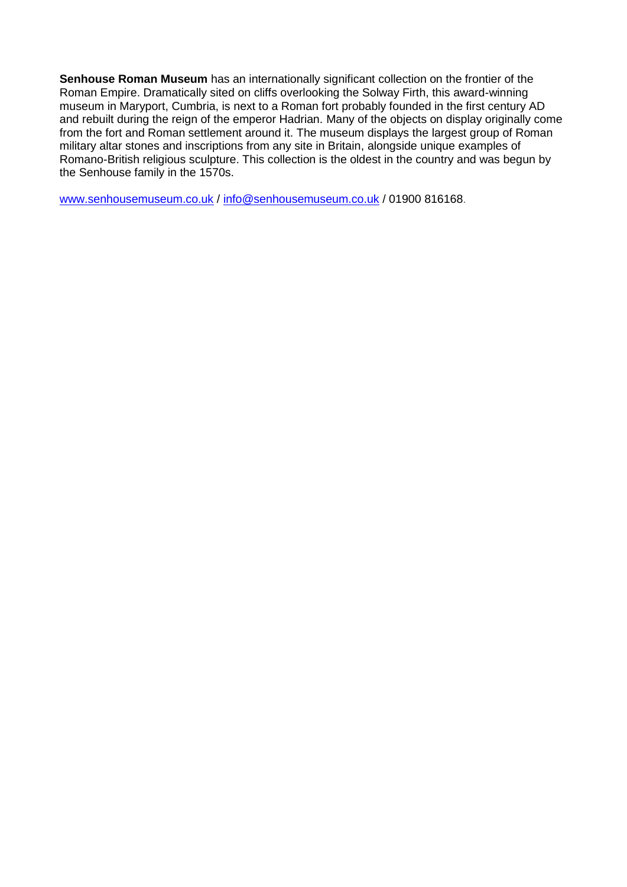**Senhouse Roman Museum** has an internationally significant collection on the frontier of the Roman Empire. Dramatically sited on cliffs overlooking the Solway Firth, this award-winning museum in Maryport, Cumbria, is next to a Roman fort probably founded in the first century AD and rebuilt during the reign of the emperor Hadrian. Many of the objects on display originally come from the fort and Roman settlement around it. The museum displays the largest group of Roman military altar stones and inscriptions from any site in Britain, alongside unique examples of Romano-British religious sculpture. This collection is the oldest in the country and was begun by the Senhouse family in the 1570s.

[www.senhousemuseum.co.uk](http://www.senhousemuseum.co.uk) / [info@senhousemuseum.co.uk](mailto:info@senhousemuseum.co.uk) / 01900 816168.